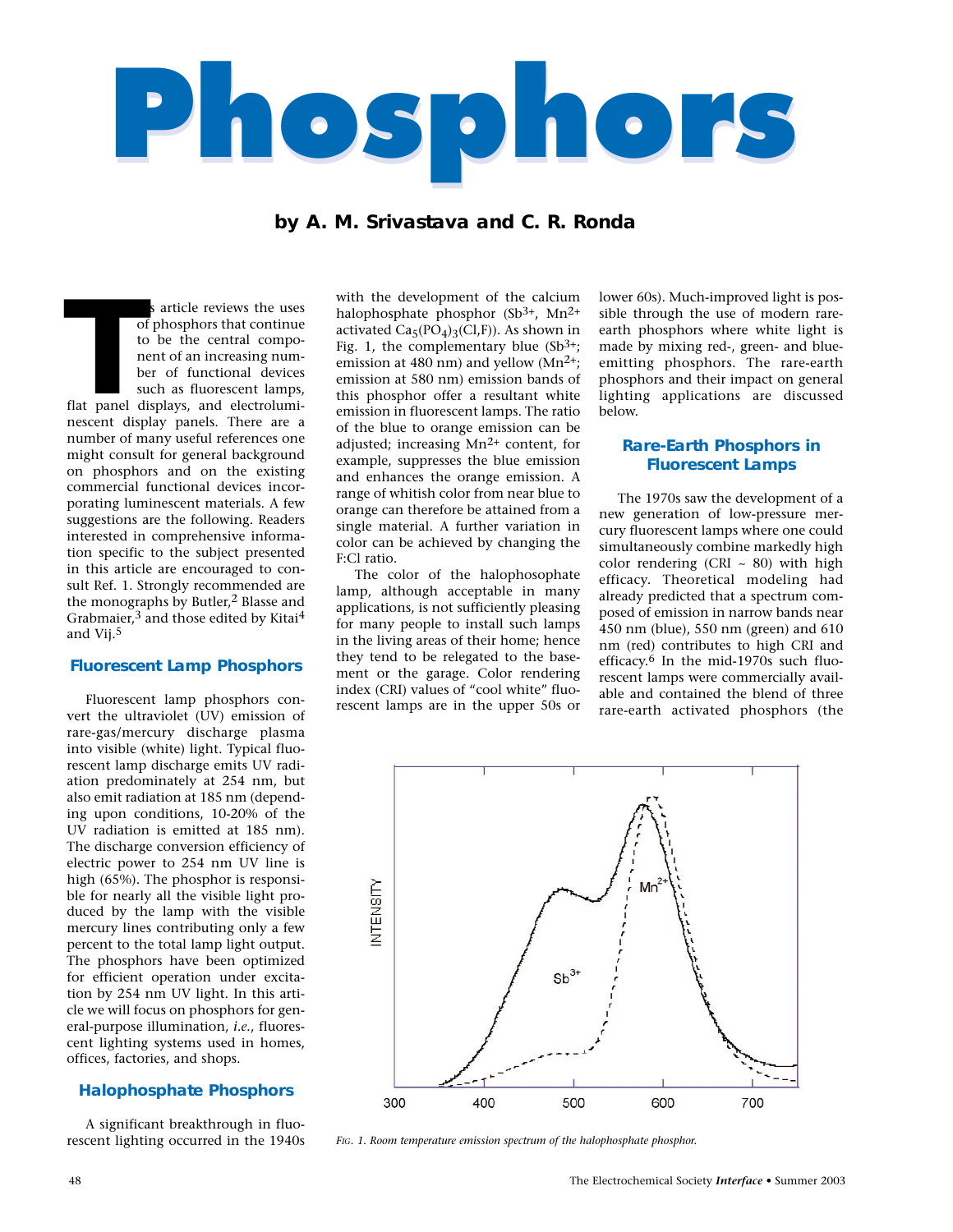# Phosphors

**by A. M. Srivastava and C. R. Ronda**

This article reviews the uses of phosphors that continue to be the central component of an increasing number of functional devices such as fluorescent lamps, flat panel displays, and electroluminescent display panels. There are a number of many useful references one might consult for general background on phosphors and on the existing commercial functional devices incorporating luminescent materials. A few suggestions are the following. Readers interested in comprehensive information specific to the subject presented in this article are encouraged to consult Ref. 1. Strongly recommended are the monographs by Butler,[2] Blasse and Grabmaier,[3] and those edited by Kitai[4] and Vij.[5]

## Fluorescent Lamp Phosphors

Fluorescent lamp phosphors convert the ultraviolet (UV) emission of rare-gas/mercury discharge plasma into visible (white) light. Typical fluorescent lamp discharge emits UV radiation predominately at 254 nm, but also emit radiation at 185 nm (depending upon conditions, 10-20% of the UV radiation is emitted at 185 nm). The discharge conversion efficiency of electric power to 254 nm UV line is high (65%). The phosphor is responsible for nearly all the visible light produced by the lamp with the visible mercury lines contributing only a few percent to the total lamp light output. The phosphors have been optimized for efficient operation under excitation by 254 nm UV light. In this article we will focus on phosphors for general-purpose illumination, *i.e.*, fluorescent lighting systems used in homes, offices, factories, and shops.

## Halophosphate Phosphors

A significant breakthrough in fluorescent lighting occurred in the 1940s with the development of the calcium halophosphate phosphor ($Sb^{3+}$, $Mn^{2+}$ activated $Ca_5(PO_4)_3(Cl,F)$). As shown in Fig. 1, the complementary blue ($Sb^{3+}$; emission at 480 nm) and yellow ($Mn^{2+}$; emission at 580 nm) emission bands of this phosphor offer a resultant white emission in fluorescent lamps. The ratio of the blue to orange emission can be adjusted; increasing $Mn^{2+}$ content, for example, suppresses the blue emission and enhances the orange emission. A range of whitish color from near blue to orange can therefore be attained from a single material. A further variation in color can be achieved by changing the F:Cl ratio.

The color of the halophosophate lamp, although acceptable in many applications, is not sufficiently pleasing for many people to install such lamps in the living areas of their home; hence they tend to be relegated to the basement or the garage. Color rendering index (CRI) values of "cool white" fluorescent lamps are in the upper 50s or lower 60s). Much-improved light is possible through the use of modern rare-earth phosphors where white light is made by mixing red-, green- and blue-emitting phosphors. The rare-earth phosphors and their impact on general lighting applications are discussed below.

## Rare-Earth Phosphors in Fluorescent Lamps

The 1970s saw the development of a new generation of low-pressure mercury fluorescent lamps where one could simultaneously combine markedly high color rendering (CRI ~ 80) with high efficacy. Theoretical modeling had already predicted that a spectrum composed of emission in narrow bands near 450 nm (blue), 550 nm (green) and 610 nm (red) contributes to high CRI and efficacy.[6] In the mid-1970s such fluorescent lamps were commercially available and contained the blend of three rare-earth activated phosphors (the

*Fig. 1. Room temperature emission spectrum of the halophosphate phosphor.*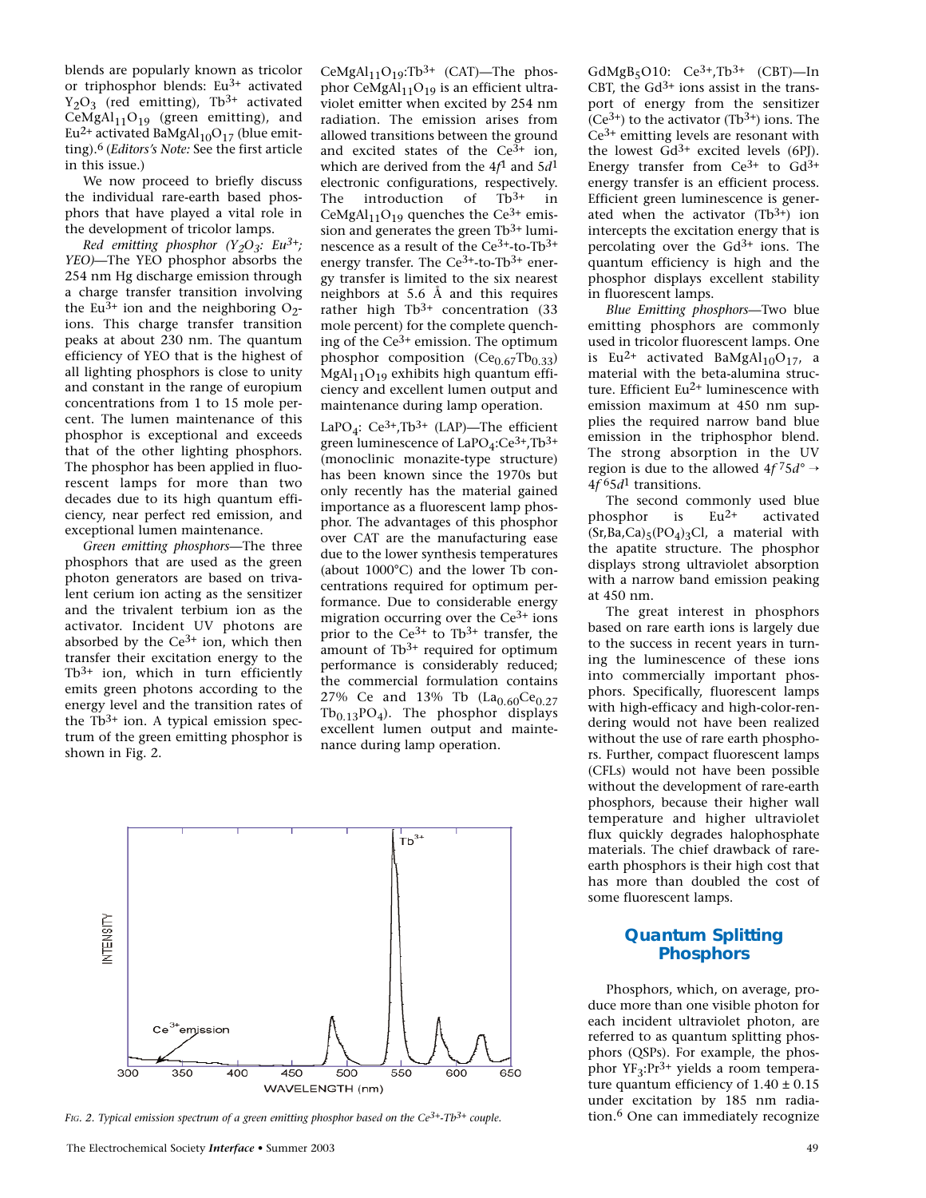blends are popularly known as tricolor or triphosphor blends: $Eu^{3+}$ activated $Y_2O_3$ (red emitting), $Tb^{3+}$ activated $CeMgAl_{11}O_{19}$ (green emitting), and $Eu^{2+}$ activated $BaMgAl_{10}O_{17}$ (blue emitting).[6] (*Editors's Note:* See the first article in this issue.)

We now proceed to briefly discuss the individual rare-earth based phosphors that have played a vital role in the development of tricolor lamps.

*Red emitting phosphor ($Y_2O_3$: $Eu^{3+}$; YEO)*—The YEO phosphor absorbs the 254 nm Hg discharge emission through a charge transfer transition involving the $Eu^{3+}$ ion and the neighboring $O_2$-ions. This charge transfer transition peaks at about 230 nm. The quantum efficiency of YEO that is the highest of all lighting phosphors is close to unity and constant in the range of europium concentrations from 1 to 15 mole percent. The lumen maintenance of this phosphor is exceptional and exceeds that of the other lighting phosphors. The phosphor has been applied in fluorescent lamps for more than two decades due to its high quantum efficiency, near perfect red emission, and exceptional lumen maintenance.

*Green emitting phosphors*—The three phosphors that are used as the green photon generators are based on trivalent cerium ion acting as the sensitizer and the trivalent terbium ion as the activator. Incident UV photons are absorbed by the $Ce^{3+}$ ion, which then transfer their excitation energy to the $Tb^{3+}$ ion, which in turn efficiently emits green photons according to the energy level and the transition rates of the $Tb^{3+}$ ion. A typical emission spectrum of the green emitting phosphor is shown in Fig. 2.

$CeMgAl_{11}O_{19}$:$Tb^{3+}$ (CAT)—The phosphor $CeMgAl_{11}O_{19}$ is an efficient ultraviolet emitter when excited by 254 nm radiation. The emission arises from allowed transitions between the ground and excited states of the $Ce^{3+}$ ion, which are derived from the $4f^1$ and $5d^1$ electronic configurations, respectively. The introduction of $Tb^{3+}$ in $CeMgAl_{11}O_{19}$ quenches the $Ce^{3+}$ emission and generates the green $Tb^{3+}$ luminescence as a result of the $Ce^{3+}$-to-$Tb^{3+}$ energy transfer. The $Ce^{3+}$-to-$Tb^{3+}$ energy transfer is limited to the six nearest neighbors at 5.6 Å and this requires rather high $Tb^{3+}$ concentration (33 mole percent) for the complete quenching of the $Ce^{3+}$ emission. The optimum phosphor composition $(Ce_{0.67}Tb_{0.33})MgAl_{11}O_{19}$ exhibits high quantum efficiency and excellent lumen output and maintenance during lamp operation.

$LaPO_4$: $Ce^{3+}$,$Tb^{3+}$ (LAP)—The efficient green luminescence of $LaPO_4$:$Ce^{3+}$,$Tb^{3+}$ (monoclinic monazite-type structure) has been known since the 1970s but only recently has the material gained importance as a fluorescent lamp phosphor. The advantages of this phosphor over CAT are the manufacturing ease due to the lower synthesis temperatures (about 1000°C) and the lower Tb concentrations required for optimum performance. Due to considerable energy migration occurring over the $Ce^{3+}$ ions prior to the $Ce^{3+}$ to $Tb^{3+}$ transfer, the amount of $Tb^{3+}$ required for optimum performance is considerably reduced; the commercial formulation contains 27% Ce and 13% Tb ($La_{0.60}Ce_{0.27}Tb_{0.13}PO_4$). The phosphor displays excellent lumen output and maintenance during lamp operation.

$GdMgB_5O10$: $Ce^{3+}$,$Tb^{3+}$ (CBT)—In CBT, the $Gd^{3+}$ ions assist in the transport of energy from the sensitizer ($Ce^{3+}$) to the activator ($Tb^{3+}$) ions. The $Ce^{3+}$ emitting levels are resonant with the lowest $Gd^{3+}$ excited levels (6PJ). Energy transfer from $Ce^{3+}$ to $Gd^{3+}$ energy transfer is an efficient process. Efficient green luminescence is generated when the activator ($Tb^{3+}$) ion intercepts the excitation energy that is percolating over the $Gd^{3+}$ ions. The quantum efficiency is high and the phosphor displays excellent stability in fluorescent lamps.

*Blue Emitting phosphors*—Two blue emitting phosphors are commonly used in tricolor fluorescent lamps. One is $Eu^{2+}$ activated $BaMgAl_{10}O_{17}$, a material with the beta-alumina structure. Efficient $Eu^{2+}$ luminescence with emission maximum at 450 nm supplies the required narrow band blue emission in the triphosphor blend. The strong absorption in the UV region is due to the allowed $4f^75d^\circ \rightarrow 4f^65d^1$ transitions.

The second commonly used blue phosphor is $Eu^{2+}$ activated $(Sr,Ba,Ca)_5(PO_4)_3Cl$, a material with the apatite structure. The phosphor displays strong ultraviolet absorption with a narrow band emission peaking at 450 nm.

The great interest in phosphors based on rare earth ions is largely due to the success in recent years in turning the luminescence of these ions into commercially important phosphors. Specifically, fluorescent lamps with high-efficacy and high-color-rendering would not have been realized without the use of rare earth phosphors. Further, compact fluorescent lamps (CFLs) would not have been possible without the development of rare-earth phosphors, because their higher wall temperature and higher ultraviolet flux quickly degrades halophosphate materials. The chief drawback of rare-earth phosphors is their high cost that has more than doubled the cost of some fluorescent lamps.

*FIG. 2. Typical emission spectrum of a green emitting phosphor based on the $Ce^{3+}$-$Tb^{3+}$ couple.*

## Quantum Splitting Phosphors

Phosphors, which, on average, produce more than one visible photon for each incident ultraviolet photon, are referred to as quantum splitting phosphors (QSPs). For example, the phosphor $YF_3$:$Pr^{3+}$ yields a room temperature quantum efficiency of 1.40 ± 0.15 under excitation by 185 nm radiation.[6] One can immediately recognize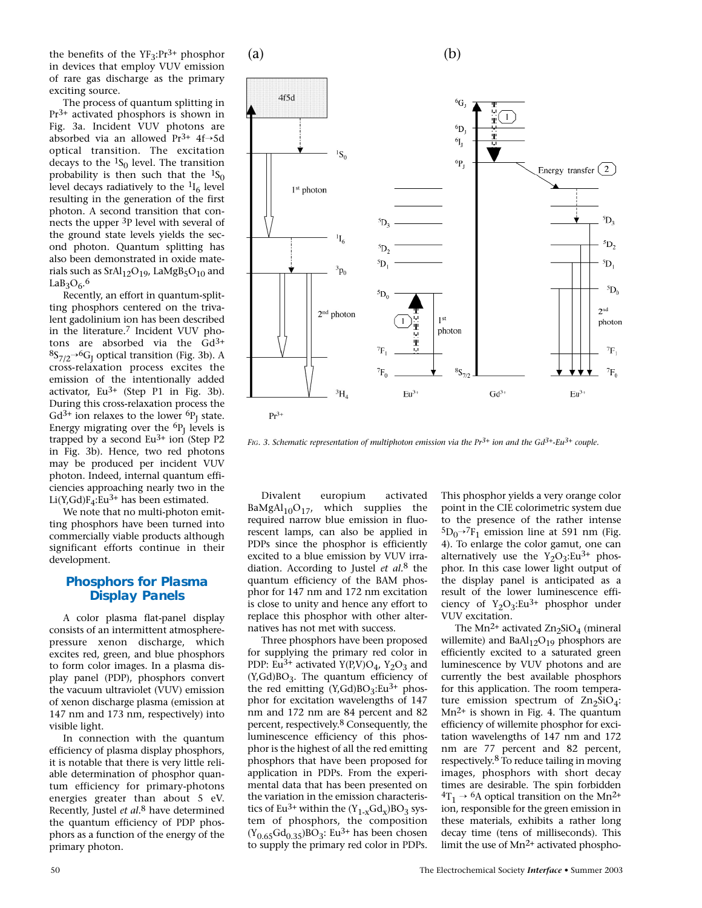the benefits of the $YF_3:Pr^{3+}$ phosphor in devices that employ VUV emission of rare gas discharge as the primary exciting source.

The process of quantum splitting in $Pr^{3+}$ activated phosphors is shown in Fig. 3a. Incident VUV photons are absorbed via an allowed $Pr^{3+}$ 4f→5d optical transition. The excitation decays to the $^1S_0$ level. The transition probability is then such that the $^1S_0$ level decays radiatively to the $^1I_6$ level resulting in the generation of the first photon. A second transition that connects the upper $^3P$ level with several of the ground state levels yields the second photon. Quantum splitting has also been demonstrated in oxide materials such as $SrAl_{12}O_{19}$, $LaMgB_5O_{10}$ and $LaB_3O_6$.[6]

Recently, an effort in quantum-splitting phosphors centered on the trivalent gadolinium ion has been described in the literature.[7] Incident VUV photons are absorbed via the $Gd^{3+}$ $^8S_{7/2}$→$^6G_J$ optical transition (Fig. 3b). A cross-relaxation process excites the emission of the intentionally added activator, $Eu^{3+}$ (Step P1 in Fig. 3b). During this cross-relaxation process the $Gd^{3+}$ ion relaxes to the lower $^6P_J$ state. Energy migrating over the $^6P_J$ levels is trapped by a second $Eu^{3+}$ ion (Step P2 in Fig. 3b). Hence, two red photons may be produced per incident VUV photon. Indeed, internal quantum efficiencies approaching nearly two in the $Li(Y,Gd)F_4:Eu^{3+}$ has been estimated.

We note that no multi-photon emitting phosphors have been turned into commercially viable products although significant efforts continue in their development.

*Fig. 3. Schematic representation of multiphoton emission via the $Pr^{3+}$ ion and the $Gd^{3+}$-$Eu^{3+}$ couple.*

## Phosphors for Plasma Display Panels

A color plasma flat-panel display consists of an intermittent atmosphere-pressure xenon discharge, which excites red, green, and blue phosphors to form color images. In a plasma display panel (PDP), phosphors convert the vacuum ultraviolet (VUV) emission of xenon discharge plasma (emission at 147 nm and 173 nm, respectively) into visible light.

In connection with the quantum efficiency of plasma display phosphors, it is notable that there is very little reliable determination of phosphor quantum efficiency for primary-photons energies greater than about 5 eV. Recently, Justel *et al.*[8] have determined the quantum efficiency of PDP phosphors as a function of the energy of the primary photon.

Divalent europium activated $BaMgAl_{10}O_{17}$, which supplies the required narrow blue emission in fluorescent lamps, can also be applied in PDPs since the phosphor is efficiently excited to a blue emission by VUV irradiation. According to Justel *et al.*[8] the quantum efficiency of the BAM phosphor for 147 nm and 172 nm excitation is close to unity and hence any effort to replace this phosphor with other alternatives has not met with success.

Three phosphors have been proposed for supplying the primary red color in PDP: $Eu^{3+}$ activated $Y(P,V)O_4$, $Y_2O_3$ and $(Y,Gd)BO_3$. The quantum efficiency of the red emitting $(Y,Gd)BO_3:Eu^{3+}$ phosphor for excitation wavelengths of 147 nm and 172 nm are 84 percent and 82 percent, respectively.[8] Consequently, the luminescence efficiency of this phosphor is the highest of all the red emitting phosphors that have been proposed for application in PDPs. From the experimental data that has been presented on the variation in the emission characteristics of $Eu^{3+}$ within the $(Y_{1-x}Gd_x)BO_3$ system of phosphors, the composition $(Y_{0.65}Gd_{0.35})BO_3$: $Eu^{3+}$ has been chosen to supply the primary red color in PDPs. This phosphor yields a very orange color point in the CIE colorimetric system due to the presence of the rather intense $^5D_0$→$^7F_1$ emission line at 591 nm (Fig. 4). To enlarge the color gamut, one can alternatively use the $Y_2O_3:Eu^{3+}$ phosphor. In this case lower light output of the display panel is anticipated as a result of the lower luminescence efficiency of $Y_2O_3:Eu^{3+}$ phosphor under VUV excitation.

The $Mn^{2+}$ activated $Zn_2SiO_4$ (mineral willemite) and $BaAl_{12}O_{19}$ phosphors are efficiently excited to a saturated green luminescence by VUV photons and are currently the best available phosphors for this application. The room temperature emission spectrum of $Zn_2SiO_4$: $Mn^{2+}$ is shown in Fig. 4. The quantum efficiency of willemite phosphor for excitation wavelengths of 147 nm and 172 nm are 77 percent and 82 percent, respectively.[8] To reduce tailing in moving images, phosphors with short decay times are desirable. The spin forbidden $^4T_1$ → $^6A$ optical transition on the $Mn^{2+}$ ion, responsible for the green emission in these materials, exhibits a rather long decay time (tens of milliseconds). This limit the use of $Mn^{2+}$ activated phospho-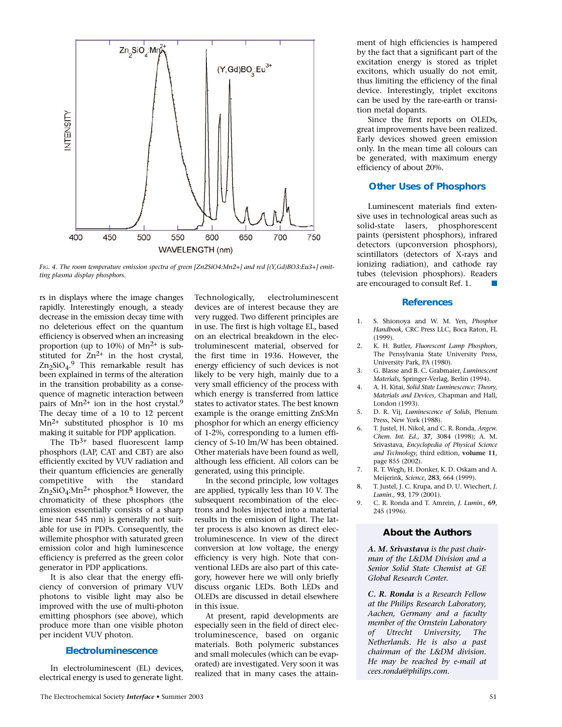Zn$_2$SiO$_4$:Mn$^{2+}$

(Y,Gd)BO$_3$:Eu$^{3+}$

INTENSITY

400 450 500 550 600 650 700 750

WAVELENGTH (nm)

*Fig. 4. The room temperature emission spectra of green [Zn2SiO4:Mn2+] and red [(Y,Gd)BO3:Eu3+] emitting plasma display phosphors.*

rs in displays where the image changes rapidly. Interestingly enough, a steady decrease in the emission decay time with no deleterious effect on the quantum efficiency is observed when an increasing proportion (up to 10%) of $Mn^{2+}$ is substituted for $Zn^{2+}$ in the host crystal, $Zn_2SiO_4$.[9] This remarkable result has been explained in terms of the alteration in the transition probability as a consequence of magnetic interaction between pairs of $Mn^{2+}$ ion in the host crystal.[9] The decay time of a 10 to 12 percent $Mn^{2+}$ substituted phosphor is 10 ms making it suitable for PDP application.

The $Tb^{3+}$ based fluorescent lamp phosphors (LAP, CAT and CBT) are also efficiently excited by VUV radiation and their quantum efficiencies are generally competitive with the standard $Zn_2SiO_4$:$Mn^{2+}$ phosphor.[8] However, the chromaticity of these phosphors (the emission essentially consists of a sharp line near 545 nm) is generally not suitable for use in PDPs. Consequently, the willemite phosphor with saturated green emission color and high luminescence efficiency is preferred as the green color generator in PDP applications.

It is also clear that the energy efficiency of conversion of primary VUV photons to visible light may also be improved with the use of multi-photon emitting phosphors (see above), which produce more than one visible photon per incident VUV photon.

## Electroluminescence

In electroluminescent (EL) devices, electrical energy is used to generate light. Technologically, electroluminescent devices are of interest because they are very rugged. Two different principles are in use. The first is high voltage EL, based on an electrical breakdown in the electroluminescent material, observed for the first time in 1936. However, the energy efficiency of such devices is not likely to be very high, mainly due to a very small efficiency of the process with which energy is transferred from lattice states to activator states. The best known example is the orange emitting ZnS:Mn phosphor for which an energy efficiency of 1-2%, corresponding to a lumen efficiency of 5-10 lm/W has been obtained. Other materials have been found as well, although less efficient. All colors can be generated, using this principle.

In the second principle, low voltages are applied, typically less than 10 V. The subsequent recombination of the electrons and holes injected into a material results in the emission of light. The latter process is also known as direct electroluminescence. In view of the direct conversion at low voltage, the energy efficiency is very high. Note that conventional LEDs are also part of this category, however here we will only briefly discuss organic LEDs. Both LEDs and OLEDs are discussed in detail elsewhere in this issue.

At present, rapid developments are especially seen in the field of direct electroluminescence, based on organic materials. Both polymeric substances and small molecules (which can be evaporated) are investigated. Very soon it was realized that in many cases the attainment of high efficiencies is hampered by the fact that a significant part of the excitation energy is stored as triplet excitons, which usually do not emit, thus limiting the efficiency of the final device. Interestingly, triplet excitons can be used by the rare-earth or transition metal dopants.

Since the first reports on OLEDs, great improvements have been realized. Early devices showed green emission only. In the mean time all colours can be generated, with maximum energy efficiency of about 20%.

## Other Uses of Phosphors

Luminescent materials find extensive uses in technological areas such as solid-state lasers, phosphorescent paints (persistent phosphors), infrared detectors (upconversion phosphors), scintillators (detectors of X-rays and ionizing radiation), and cathode ray tubes (television phosphors). Readers are encouraged to consult Ref. 1. ■

## References

1. S. Shionoya and W. M. Yen, *Phosphor Handbook,* CRC Press LLC, Boca Raton, FL (1999).
2. K. H. Butler, *Fluorescent Lamp Phosphors*, The Pensylvania State University Press, University Park, PA (1980).
3. G. Blasse and B. C. Grabmaier, *Luminescent Materials,* Springer-Verlag, Berlin (1994).
4. A. H. Kitai, *Solid State Luminescence: Theory, Materials and Devices,* Chapman and Hall, London (1993).
5. D. R. Vij, *Luminescence of Solids*, Plenum Press, New York (1988).
6. T. Justel, H. Nikol, and C. R. Ronda, *Angew. Chem. Int. Ed.,* **37**, 3084 (1998); A. M. Srivastava, *Encyclopedia of Physical Science and Technology,* third edition, **volume 11**, page 855 (2002).
7. R. T. Wegh, H. Donker, K. D. Oskam and A. Meijerink, *Science*, **283**, 664 (1999).
8. T. Justel, J. C. Krupa, and D. U. Wiechert, *J. Lumin.,* **93**, 179 (2001).
9. C. R. Ronda and T. Amrein, *J. Lumin.,* **69**, 245 (1996).

## About the Authors

***A. M. Srivastava*** *is the past chairman of the L&DM Division and a Senior Solid State Chemist at GE Global Research Center.*

***C. R. Ronda*** *is a Research Fellow at the Philips Research Laboratory, Aachen, Germany and a faculty member of the Ornstein Laboratory of Utrecht University, The Netherlands. He is also a past chairman of the L&DM division. He may be reached by e-mail at cees.ronda@philips.com.*